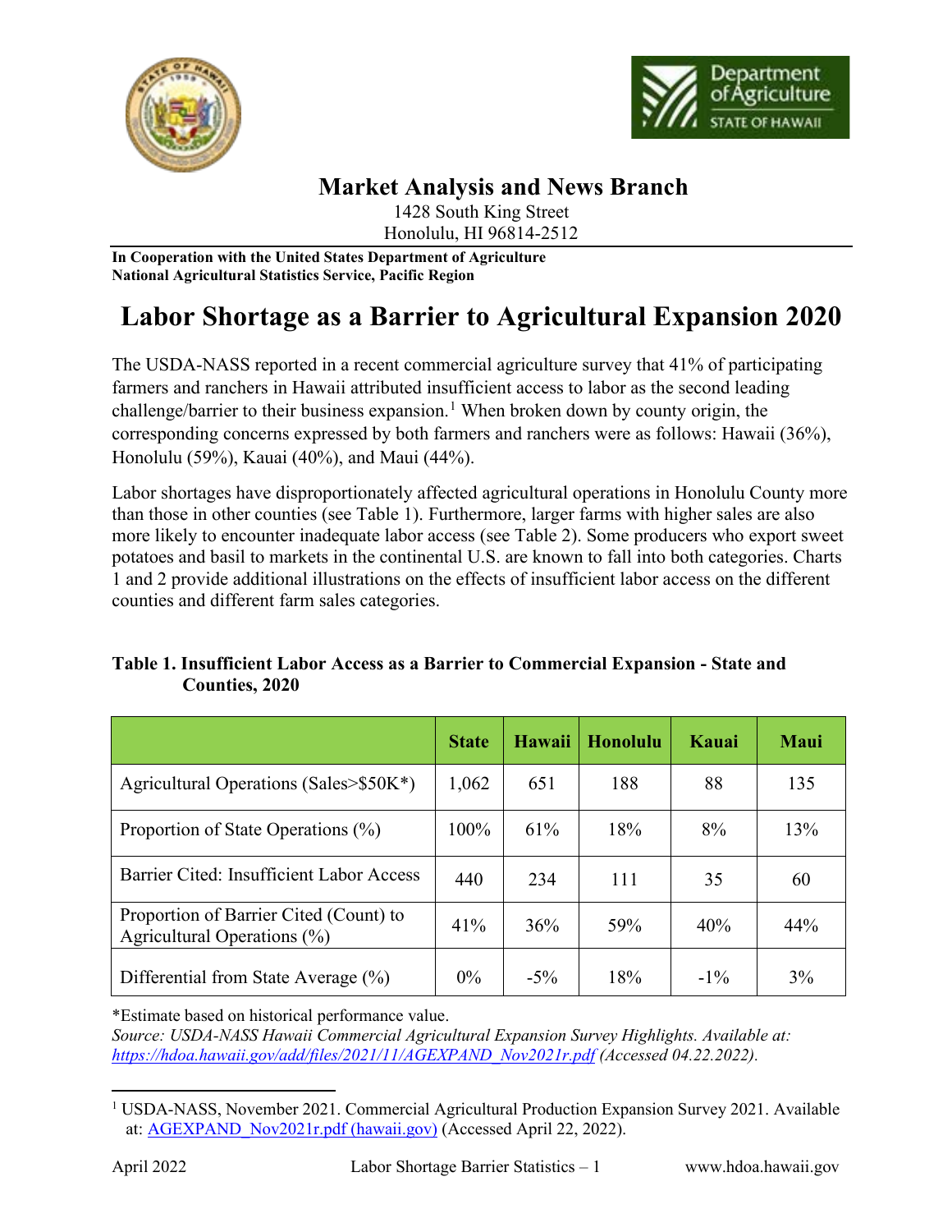## Market Analysis and News Branch

1428 South King Street
Honolulu, HI 96814-2512

**In Cooperation with the United States Department of Agriculture**
**National Agricultural Statistics Service, Pacific Region**

# Labor Shortage as a Barrier to Agricultural Expansion 2020

The USDA-NASS reported in a recent commercial agriculture survey that 41% of participating farmers and ranchers in Hawaii attributed insufficient access to labor as the second leading challenge/barrier to their business expansion.[1] When broken down by county origin, the corresponding concerns expressed by both farmers and ranchers were as follows: Hawaii (36%), Honolulu (59%), Kauai (40%), and Maui (44%).

Labor shortages have disproportionately affected agricultural operations in Honolulu County more than those in other counties (see Table 1). Furthermore, larger farms with higher sales are also more likely to encounter inadequate labor access (see Table 2). Some producers who export sweet potatoes and basil to markets in the continental U.S. are known to fall into both categories. Charts 1 and 2 provide additional illustrations on the effects of insufficient labor access on the different counties and different farm sales categories.

**Table 1. Insufficient Labor Access as a Barrier to Commercial Expansion - State and Counties, 2020**

| | State | Hawaii | Honolulu | Kauai | Maui |
|---|---|---|---|---|---|
| Agricultural Operations (Sales>$50K*) | 1,062 | 651 | 188 | 88 | 135 |
| Proportion of State Operations (%) | 100% | 61% | 18% | 8% | 13% |
| Barrier Cited: Insufficient Labor Access | 440 | 234 | 111 | 35 | 60 |
| Proportion of Barrier Cited (Count) to Agricultural Operations (%) | 41% | 36% | 59% | 40% | 44% |
| Differential from State Average (%) | 0% | -5% | 18% | -1% | 3% |

*Estimate based on historical performance value.

*Source: USDA-NASS Hawaii Commercial Agricultural Expansion Survey Highlights. Available at: https://hdoa.hawaii.gov/add/files/2021/11/AGEXPAND_Nov2021r.pdf (Accessed 04.22.2022).*

[1] USDA-NASS, November 2021. Commercial Agricultural Production Expansion Survey 2021. Available at: AGEXPAND_Nov2021r.pdf (hawaii.gov) (Accessed April 22, 2022).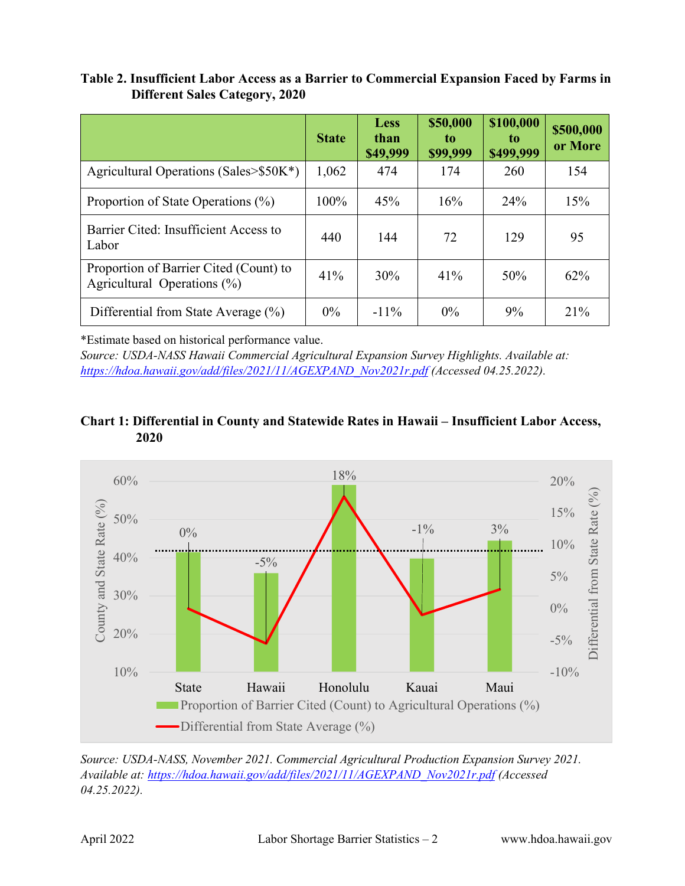**Table 2. Insufficient Labor Access as a Barrier to Commercial Expansion Faced by Farms in Different Sales Category, 2020**

| | State | Less than $49,999 | $50,000 to $99,999 | $100,000 to $499,999 | $500,000 or More |
|---|---|---|---|---|---|
| Agricultural Operations (Sales>$50K*) | 1,062 | 474 | 174 | 260 | 154 |
| Proportion of State Operations (%) | 100% | 45% | 16% | 24% | 15% |
| Barrier Cited: Insufficient Access to Labor | 440 | 144 | 72 | 129 | 95 |
| Proportion of Barrier Cited (Count) to Agricultural Operations (%) | 41% | 30% | 41% | 50% | 62% |
| Differential from State Average (%) | 0% | -11% | 0% | 9% | 21% |

*Estimate based on historical performance value.

*Source: USDA-NASS Hawaii Commercial Agricultural Expansion Survey Highlights. Available at: https://hdoa.hawaii.gov/add/files/2021/11/AGEXPAND_Nov2021r.pdf (Accessed 04.25.2022).*

**Chart 1: Differential in County and Statewide Rates in Hawaii – Insufficient Labor Access, 2020**

| | State | Hawaii | Honolulu | Kauai | Maui |
|---|---|---|---|---|---|
| Differential from State Average (%) | 0% | -5% | 18% | -1% | 3% |

Legend: Proportion of Barrier Cited (Count) to Agricultural Operations (%); Differential from State Average (%)

*Source: USDA-NASS, November 2021. Commercial Agricultural Production Expansion Survey 2021. Available at: https://hdoa.hawaii.gov/add/files/2021/11/AGEXPAND_Nov2021r.pdf (Accessed 04.25.2022).*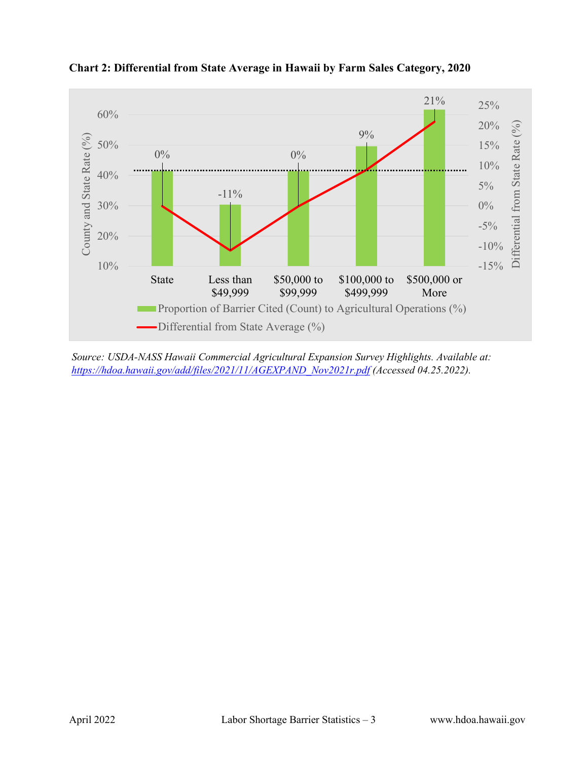**Chart 2: Differential from State Average in Hawaii by Farm Sales Category, 2020**

County and State Rate (%)

60%
50%
40%
30%
20%
10%

Differential from State Rate (%)

25%
20%
15%
10%
5%
0%
-5%
-10%
-15%

0%
-11%
0%
9%
21%

State
Less than $49,999
$50,000 to $99,999
$100,000 to $499,999
$500,000 or More

Proportion of Barrier Cited (Count) to Agricultural Operations (%)
Differential from State Average (%)

*Source: USDA-NASS Hawaii Commercial Agricultural Expansion Survey Highlights. Available at: https://hdoa.hawaii.gov/add/files/2021/11/AGEXPAND_Nov2021r.pdf (Accessed 04.25.2022).*